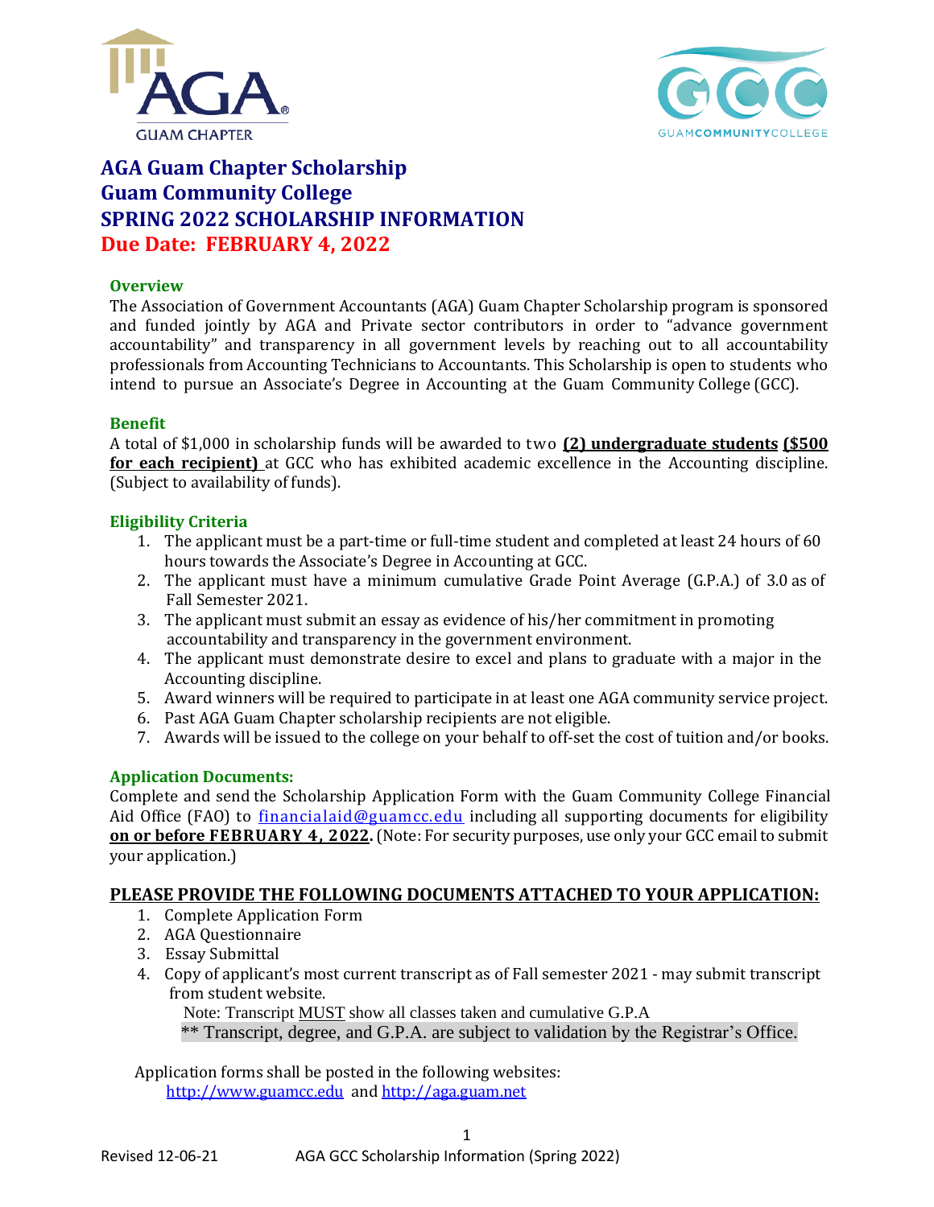# AGA Guam Chapter Scholarship
# Guam Community College
# SPRING 2022 SCHOLARSHIP INFORMATION
# Due Date: FEBRUARY 4, 2022

### Overview

The Association of Government Accountants (AGA) Guam Chapter Scholarship program is sponsored and funded jointly by AGA and Private sector contributors in order to "advance government accountability" and transparency in all government levels by reaching out to all accountability professionals from Accounting Technicians to Accountants. This Scholarship is open to students who intend to pursue an Associate's Degree in Accounting at the Guam Community College (GCC).

### Benefit

A total of $1,000 in scholarship funds will be awarded to two **(2) undergraduate students** **($500 for each recipient)** at GCC who has exhibited academic excellence in the Accounting discipline. (Subject to availability of funds).

### Eligibility Criteria

1. The applicant must be a part-time or full-time student and completed at least 24 hours of 60 hours towards the Associate's Degree in Accounting at GCC.
2. The applicant must have a minimum cumulative Grade Point Average (G.P.A.) of 3.0 as of Fall Semester 2021.
3. The applicant must submit an essay as evidence of his/her commitment in promoting accountability and transparency in the government environment.
4. The applicant must demonstrate desire to excel and plans to graduate with a major in the Accounting discipline.
5. Award winners will be required to participate in at least one AGA community service project.
6. Past AGA Guam Chapter scholarship recipients are not eligible.
7. Awards will be issued to the college on your behalf to off-set the cost of tuition and/or books.

### Application Documents:

Complete and send the Scholarship Application Form with the Guam Community College Financial Aid Office (FAO) to financialaid@guamcc.edu including all supporting documents for eligibility **on or before FEBRUARY 4, 2022.** (Note: For security purposes, use only your GCC email to submit your application.)

### PLEASE PROVIDE THE FOLLOWING DOCUMENTS ATTACHED TO YOUR APPLICATION:

1. Complete Application Form
2. AGA Questionnaire
3. Essay Submittal
4. Copy of applicant's most current transcript as of Fall semester 2021 - may submit transcript from student website.

   Note: Transcript MUST show all classes taken and cumulative G.P.A

   ** Transcript, degree, and G.P.A. are subject to validation by the Registrar's Office.

Application forms shall be posted in the following websites:
http://www.guamcc.edu and http://aga.guam.net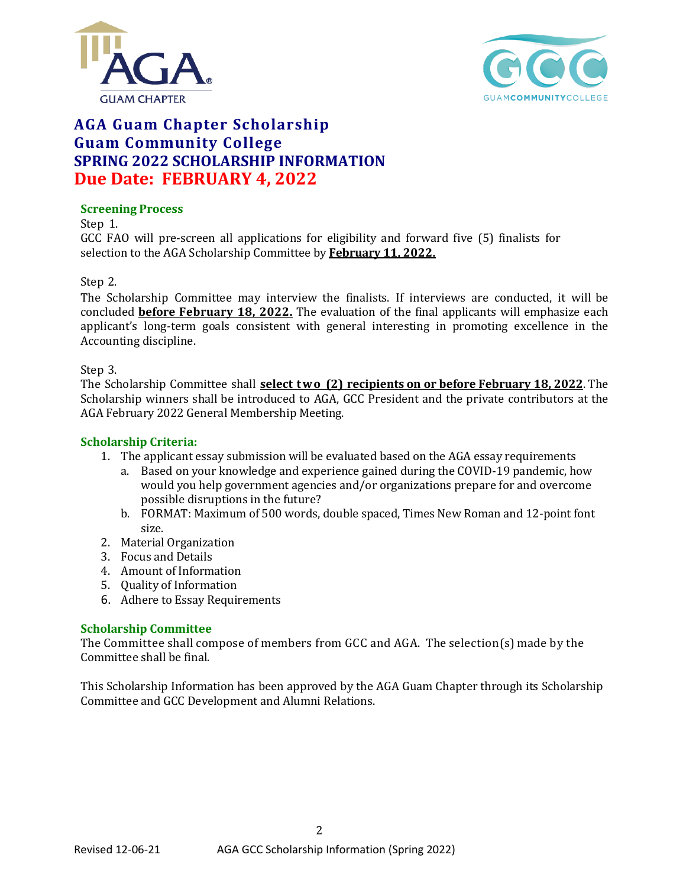# AGA Guam Chapter Scholarship
# Guam Community College
## SPRING 2022 SCHOLARSHIP INFORMATION
## Due Date: FEBRUARY 4, 2022

### Screening Process

Step 1.
GCC FAO will pre-screen all applications for eligibility and forward five (5) finalists for selection to the AGA Scholarship Committee by **February 11, 2022.**

Step 2.
The Scholarship Committee may interview the finalists. If interviews are conducted, it will be concluded **before February 18, 2022.** The evaluation of the final applicants will emphasize each applicant's long-term goals consistent with general interesting in promoting excellence in the Accounting discipline.

Step 3.
The Scholarship Committee shall **select two (2) recipients on or before February 18, 2022**. The Scholarship winners shall be introduced to AGA, GCC President and the private contributors at the AGA February 2022 General Membership Meeting.

### Scholarship Criteria:

1. The applicant essay submission will be evaluated based on the AGA essay requirements
   a. Based on your knowledge and experience gained during the COVID-19 pandemic, how would you help government agencies and/or organizations prepare for and overcome possible disruptions in the future?
   b. FORMAT: Maximum of 500 words, double spaced, Times New Roman and 12-point font size.
2. Material Organization
3. Focus and Details
4. Amount of Information
5. Quality of Information
6. Adhere to Essay Requirements

### Scholarship Committee

The Committee shall compose of members from GCC and AGA. The selection(s) made by the Committee shall be final.

This Scholarship Information has been approved by the AGA Guam Chapter through its Scholarship Committee and GCC Development and Alumni Relations.

Revised 12-06-21